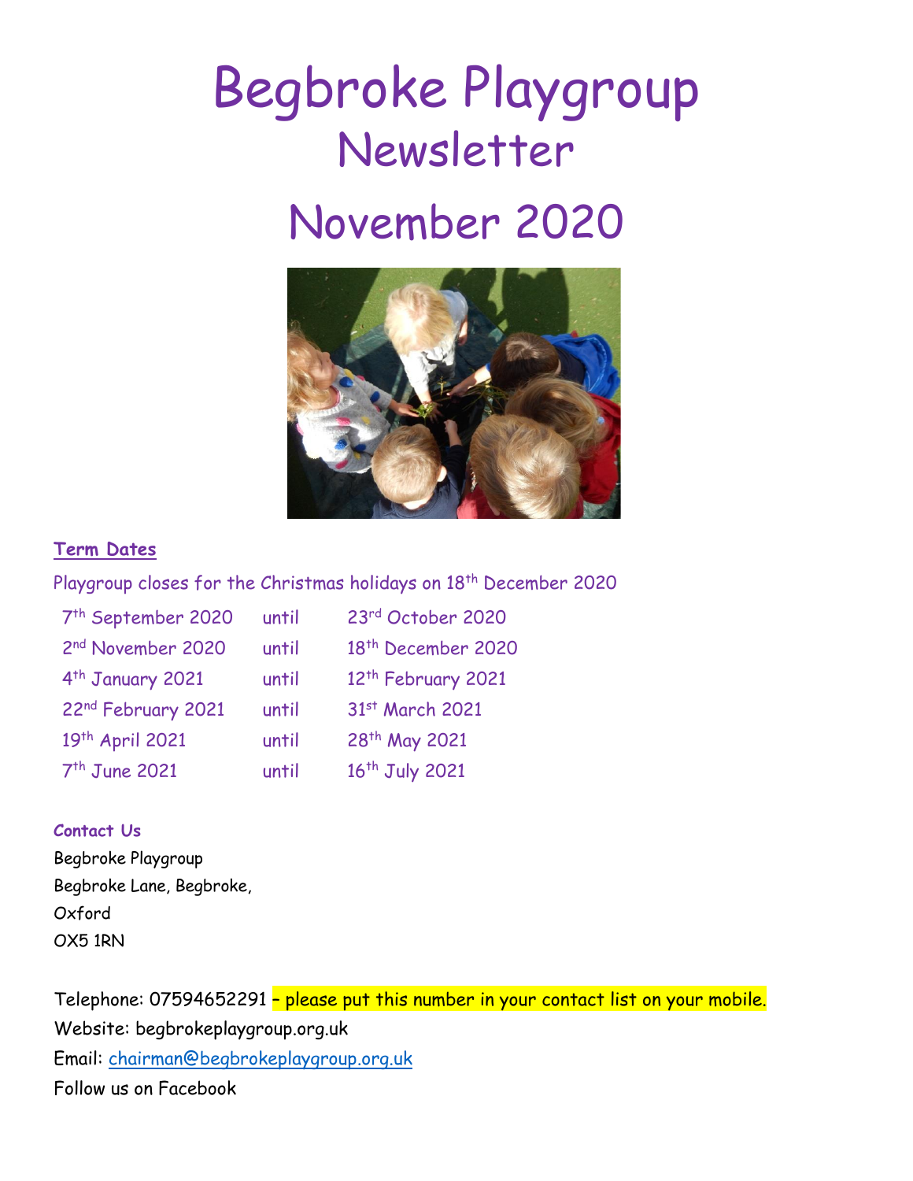# Begbroke Playgroup

## Newsletter

## November 2020

**Term Dates**

Playgroup closes for the Christmas holidays on 18th December 2020

| | | |
|---|---|---|
| 7th September 2020 | until | 23rd October 2020 |
| 2nd November 2020 | until | 18th December 2020 |
| 4th January 2021 | until | 12th February 2021 |
| 22nd February 2021 | until | 31st March 2021 |
| 19th April 2021 | until | 28th May 2021 |
| 7th June 2021 | until | 16th July 2021 |

**Contact Us**

Begbroke Playgroup
Begbroke Lane, Begbroke,
Oxford
OX5 1RN

Telephone: 07594652291 – please put this number in your contact list on your mobile.
Website: begbrokeplaygroup.org.uk
Email: chairman@begbrokeplaygroup.org.uk
Follow us on Facebook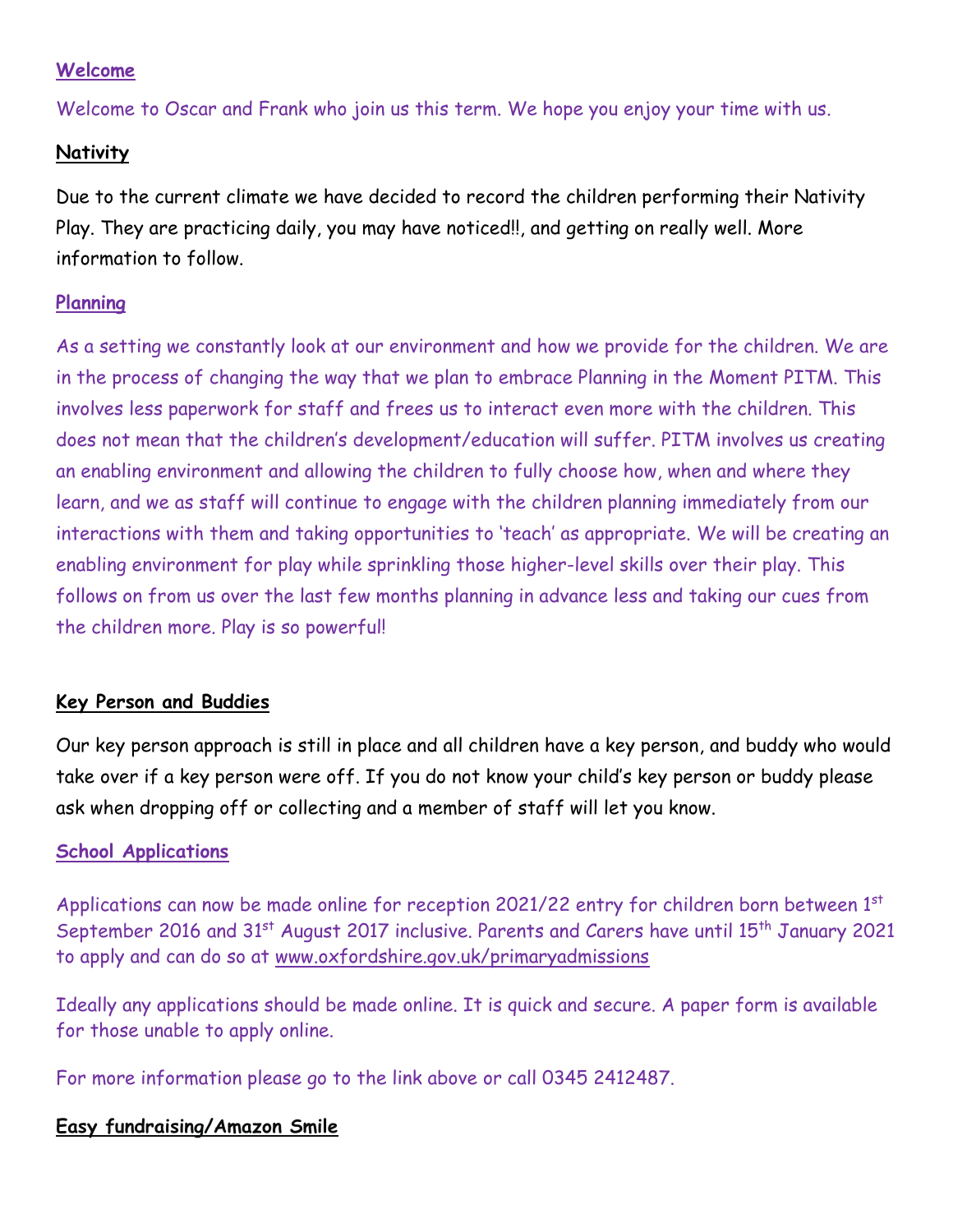## Welcome

Welcome to Oscar and Frank who join us this term. We hope you enjoy your time with us.

## Nativity

Due to the current climate we have decided to record the children performing their Nativity Play. They are practicing daily, you may have noticed!!, and getting on really well. More information to follow.

## Planning

As a setting we constantly look at our environment and how we provide for the children. We are in the process of changing the way that we plan to embrace Planning in the Moment PITM. This involves less paperwork for staff and frees us to interact even more with the children. This does not mean that the children's development/education will suffer. PITM involves us creating an enabling environment and allowing the children to fully choose how, when and where they learn, and we as staff will continue to engage with the children planning immediately from our interactions with them and taking opportunities to 'teach' as appropriate. We will be creating an enabling environment for play while sprinkling those higher-level skills over their play. This follows on from us over the last few months planning in advance less and taking our cues from the children more. Play is so powerful!

## Key Person and Buddies

Our key person approach is still in place and all children have a key person, and buddy who would take over if a key person were off. If you do not know your child's key person or buddy please ask when dropping off or collecting and a member of staff will let you know.

## School Applications

Applications can now be made online for reception 2021/22 entry for children born between 1st September 2016 and 31st August 2017 inclusive. Parents and Carers have until 15th January 2021 to apply and can do so at www.oxfordshire.gov.uk/primaryadmissions

Ideally any applications should be made online. It is quick and secure. A paper form is available for those unable to apply online.

For more information please go to the link above or call 0345 2412487.

## Easy fundraising/Amazon Smile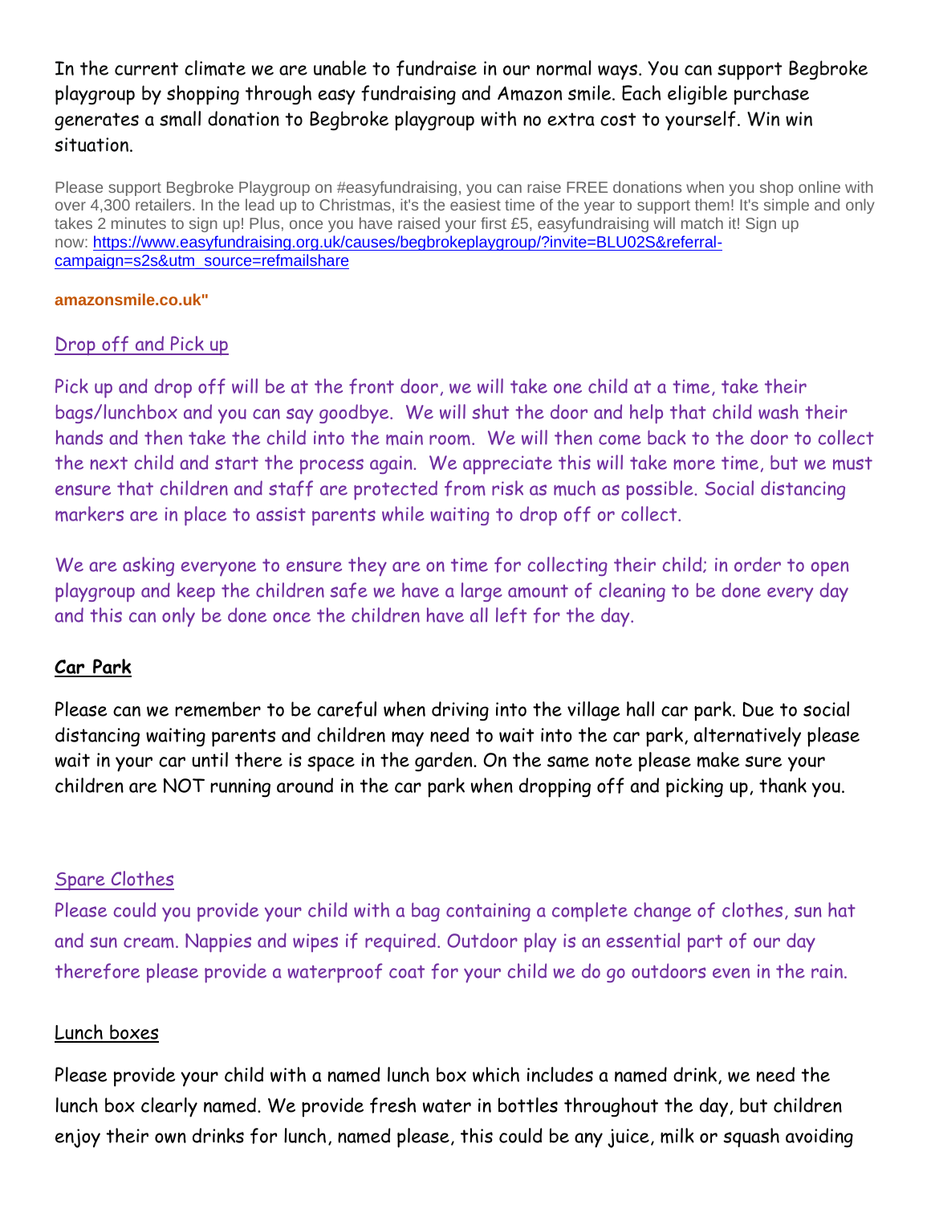In the current climate we are unable to fundraise in our normal ways. You can support Begbroke playgroup by shopping through easy fundraising and Amazon smile. Each eligible purchase generates a small donation to Begbroke playgroup with no extra cost to yourself. Win win situation.

Please support Begbroke Playgroup on #easyfundraising, you can raise FREE donations when you shop online with over 4,300 retailers. In the lead up to Christmas, it's the easiest time of the year to support them! It's simple and only takes 2 minutes to sign up! Plus, once you have raised your first £5, easyfundraising will match it! Sign up now: https://www.easyfundraising.org.uk/causes/begbrokeplaygroup/?invite=BLU02S&referral-campaign=s2s&utm_source=refmailshare

**amazonsmile.co.uk"**

## Drop off and Pick up

Pick up and drop off will be at the front door, we will take one child at a time, take their bags/lunchbox and you can say goodbye. We will shut the door and help that child wash their hands and then take the child into the main room. We will then come back to the door to collect the next child and start the process again. We appreciate this will take more time, but we must ensure that children and staff are protected from risk as much as possible. Social distancing markers are in place to assist parents while waiting to drop off or collect.

We are asking everyone to ensure they are on time for collecting their child; in order to open playgroup and keep the children safe we have a large amount of cleaning to be done every day and this can only be done once the children have all left for the day.

## **Car Park**

Please can we remember to be careful when driving into the village hall car park. Due to social distancing waiting parents and children may need to wait into the car park, alternatively please wait in your car until there is space in the garden. On the same note please make sure your children are NOT running around in the car park when dropping off and picking up, thank you.

## Spare Clothes

Please could you provide your child with a bag containing a complete change of clothes, sun hat and sun cream. Nappies and wipes if required. Outdoor play is an essential part of our day therefore please provide a waterproof coat for your child we do go outdoors even in the rain.

## Lunch boxes

Please provide your child with a named lunch box which includes a named drink, we need the lunch box clearly named. We provide fresh water in bottles throughout the day, but children enjoy their own drinks for lunch, named please, this could be any juice, milk or squash avoiding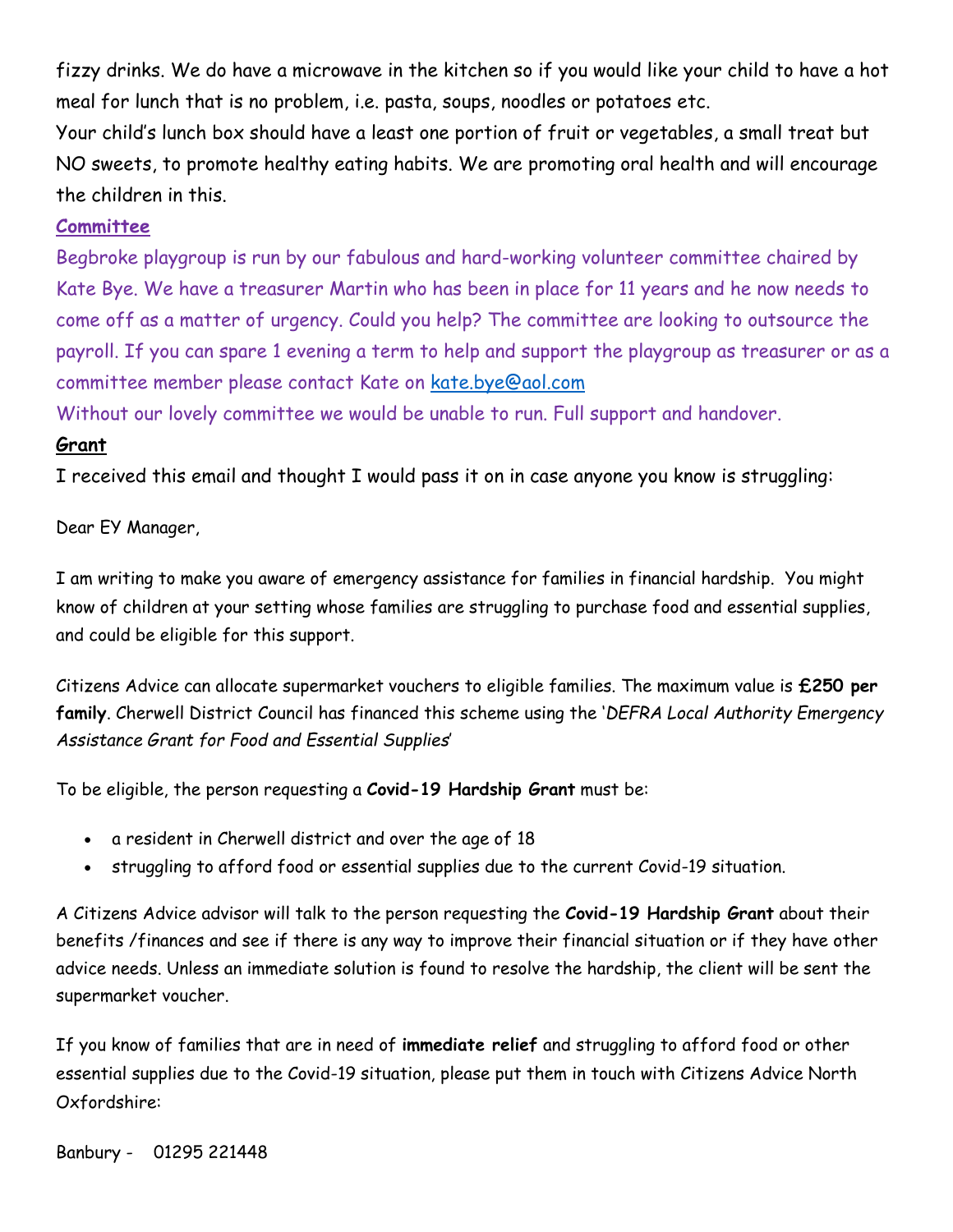fizzy drinks. We do have a microwave in the kitchen so if you would like your child to have a hot meal for lunch that is no problem, i.e. pasta, soups, noodles or potatoes etc.

Your child's lunch box should have a least one portion of fruit or vegetables, a small treat but NO sweets, to promote healthy eating habits. We are promoting oral health and will encourage the children in this.

**Committee**

Begbroke playgroup is run by our fabulous and hard-working volunteer committee chaired by Kate Bye. We have a treasurer Martin who has been in place for 11 years and he now needs to come off as a matter of urgency. Could you help? The committee are looking to outsource the payroll. If you can spare 1 evening a term to help and support the playgroup as treasurer or as a committee member please contact Kate on kate.bye@aol.com

Without our lovely committee we would be unable to run. Full support and handover.

**Grant**

I received this email and thought I would pass it on in case anyone you know is struggling:

Dear EY Manager,

I am writing to make you aware of emergency assistance for families in financial hardship. You might know of children at your setting whose families are struggling to purchase food and essential supplies, and could be eligible for this support.

Citizens Advice can allocate supermarket vouchers to eligible families. The maximum value is **£250 per family**. Cherwell District Council has financed this scheme using the '*DEFRA Local Authority Emergency Assistance Grant for Food and Essential Supplies*'

To be eligible, the person requesting a **Covid-19 Hardship Grant** must be:

- a resident in Cherwell district and over the age of 18
- struggling to afford food or essential supplies due to the current Covid-19 situation.

A Citizens Advice advisor will talk to the person requesting the **Covid-19 Hardship Grant** about their benefits /finances and see if there is any way to improve their financial situation or if they have other advice needs. Unless an immediate solution is found to resolve the hardship, the client will be sent the supermarket voucher.

If you know of families that are in need of **immediate relief** and struggling to afford food or other essential supplies due to the Covid-19 situation, please put them in touch with Citizens Advice North Oxfordshire:

Banbury - 01295 221448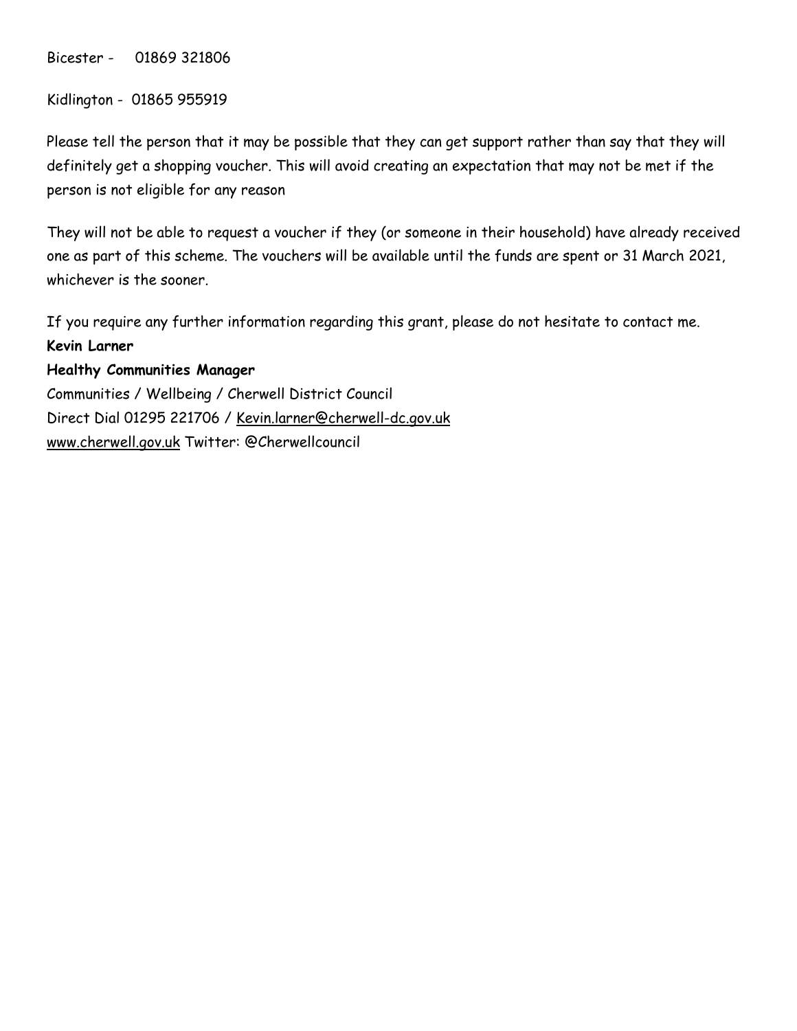Bicester - 01869 321806

Kidlington - 01865 955919

Please tell the person that it may be possible that they can get support rather than say that they will definitely get a shopping voucher. This will avoid creating an expectation that may not be met if the person is not eligible for any reason

They will not be able to request a voucher if they (or someone in their household) have already received one as part of this scheme. The vouchers will be available until the funds are spent or 31 March 2021, whichever is the sooner.

If you require any further information regarding this grant, please do not hesitate to contact me.
**Kevin Larner**
**Healthy Communities Manager**
Communities / Wellbeing / Cherwell District Council
Direct Dial 01295 221706 / Kevin.larner@cherwell-dc.gov.uk
www.cherwell.gov.uk Twitter: @Cherwellcouncil